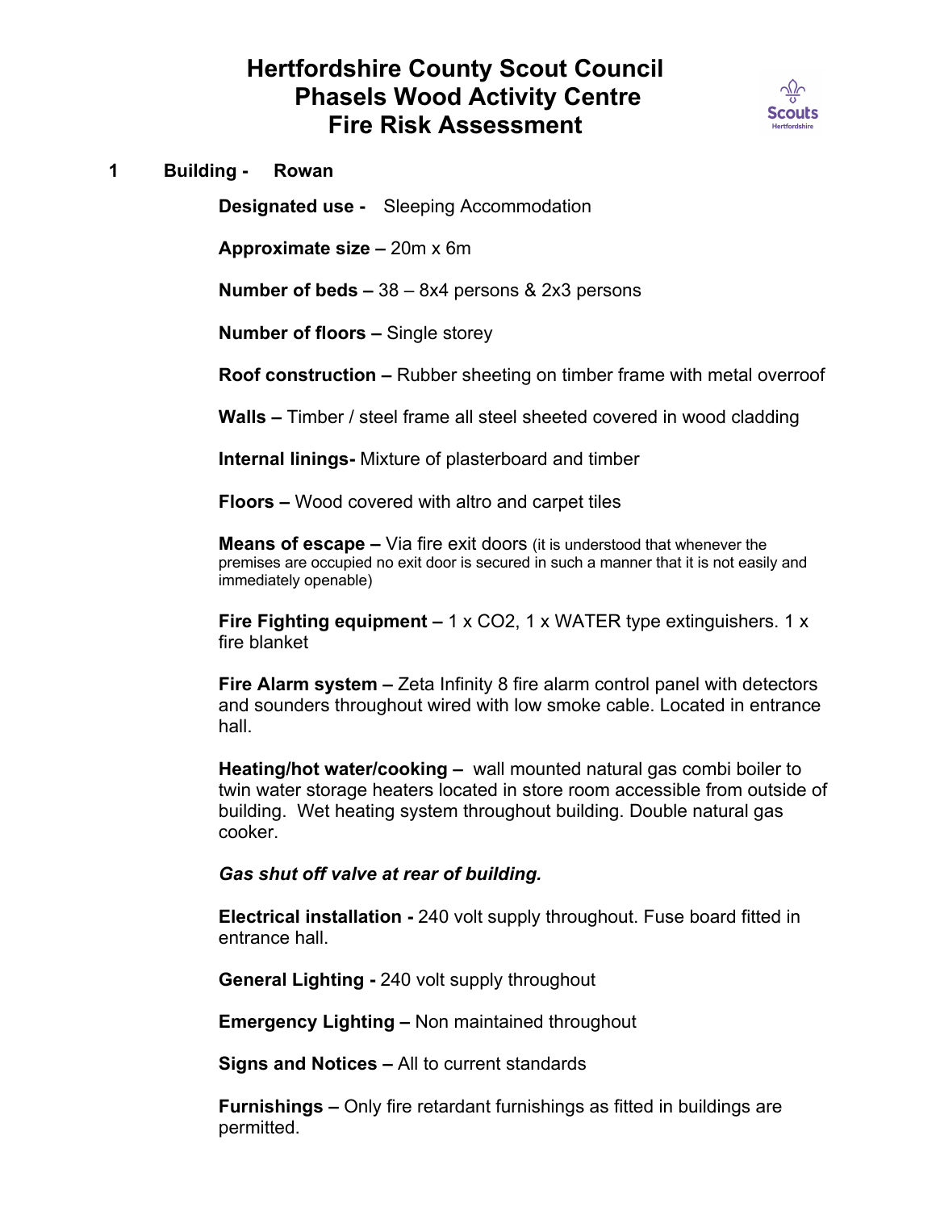# Hertfordshire County Scout Council
# Phasels Wood Activity Centre
# Fire Risk Assessment

**1 Building - Rowan**

**Designated use -** Sleeping Accommodation

**Approximate size –** 20m x 6m

**Number of beds –** 38 – 8x4 persons & 2x3 persons

**Number of floors –** Single storey

**Roof construction –** Rubber sheeting on timber frame with metal overroof

**Walls –** Timber / steel frame all steel sheeted covered in wood cladding

**Internal linings-** Mixture of plasterboard and timber

**Floors –** Wood covered with altro and carpet tiles

**Means of escape –** Via fire exit doors (it is understood that whenever the premises are occupied no exit door is secured in such a manner that it is not easily and immediately openable)

**Fire Fighting equipment –** 1 x $CO_2$, 1 x WATER type extinguishers. 1 x fire blanket

**Fire Alarm system –** Zeta Infinity 8 fire alarm control panel with detectors and sounders throughout wired with low smoke cable. Located in entrance hall.

**Heating/hot water/cooking –** wall mounted natural gas combi boiler to twin water storage heaters located in store room accessible from outside of building. Wet heating system throughout building. Double natural gas cooker.

***Gas shut off valve at rear of building.***

**Electrical installation -** 240 volt supply throughout. Fuse board fitted in entrance hall.

**General Lighting -** 240 volt supply throughout

**Emergency Lighting –** Non maintained throughout

**Signs and Notices –** All to current standards

**Furnishings –** Only fire retardant furnishings as fitted in buildings are permitted.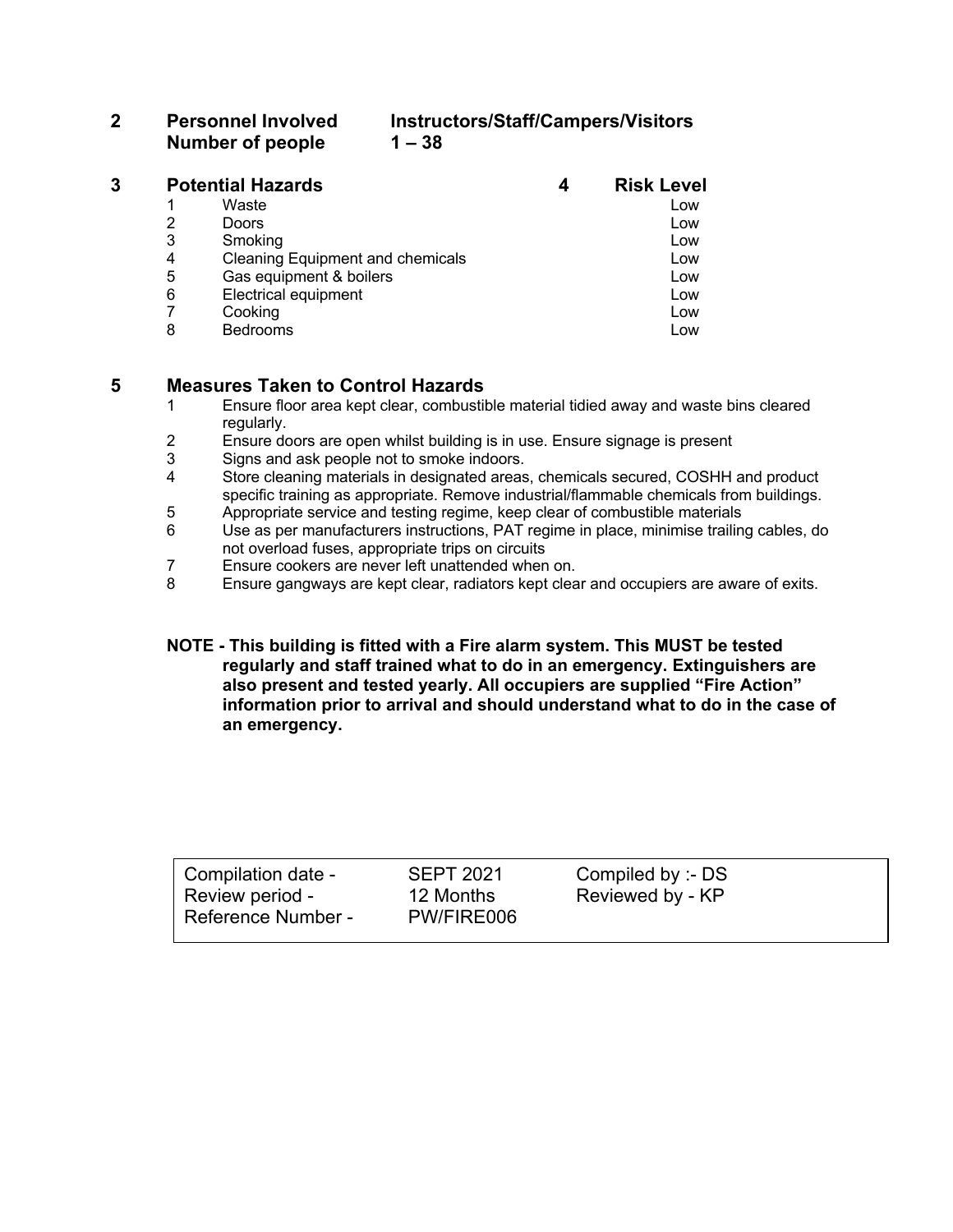**2 Personnel Involved Instructors/Staff/Campers/Visitors**
**Number of people 1 – 38**

| 3 | Potential Hazards | 4 Risk Level |
|---|---|---|
| 1 | Waste | Low |
| 2 | Doors | Low |
| 3 | Smoking | Low |
| 4 | Cleaning Equipment and chemicals | Low |
| 5 | Gas equipment & boilers | Low |
| 6 | Electrical equipment | Low |
| 7 | Cooking | Low |
| 8 | Bedrooms | Low |

**5 Measures Taken to Control Hazards**

1. Ensure floor area kept clear, combustible material tidied away and waste bins cleared regularly.
2. Ensure doors are open whilst building is in use. Ensure signage is present
3. Signs and ask people not to smoke indoors.
4. Store cleaning materials in designated areas, chemicals secured, COSHH and product specific training as appropriate. Remove industrial/flammable chemicals from buildings.
5. Appropriate service and testing regime, keep clear of combustible materials
6. Use as per manufacturers instructions, PAT regime in place, minimise trailing cables, do not overload fuses, appropriate trips on circuits
7. Ensure cookers are never left unattended when on.
8. Ensure gangways are kept clear, radiators kept clear and occupiers are aware of exits.

**NOTE - This building is fitted with a Fire alarm system. This MUST be tested regularly and staff trained what to do in an emergency. Extinguishers are also present and tested yearly. All occupiers are supplied "Fire Action" information prior to arrival and should understand what to do in the case of an emergency.**

| | | |
|---|---|---|
| Compilation date - | SEPT 2021 | Compiled by :- DS |
| Review period - | 12 Months | Reviewed by - KP |
| Reference Number - | PW/FIRE006 | |